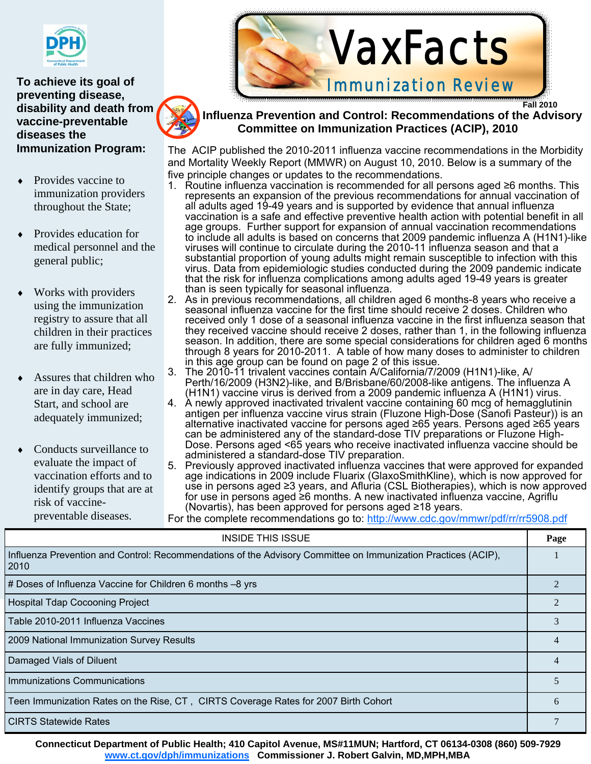# VaxFacts

## Immunization Review

Fall 2010

**To achieve its goal of preventing disease, disability and death from vaccine-preventable diseases the Immunization Program:**

- Provides vaccine to immunization providers throughout the State;
- Provides education for medical personnel and the general public;
- Works with providers using the immunization registry to assure that all children in their practices are fully immunized;
- Assures that children who are in day care, Head Start, and school are adequately immunized;
- Conducts surveillance to evaluate the impact of vaccination efforts and to identify groups that are at risk of vaccine-preventable diseases.

## Influenza Prevention and Control: Recommendations of the Advisory Committee on Immunization Practices (ACIP), 2010

The ACIP published the 2010-2011 influenza vaccine recommendations in the Morbidity and Mortality Weekly Report (MMWR) on August 10, 2010. Below is a summary of the five principle changes or updates to the recommendations.

1. Routine influenza vaccination is recommended for all persons aged ≥6 months. This represents an expansion of the previous recommendations for annual vaccination of all adults aged 19-49 years and is supported by evidence that annual influenza vaccination is a safe and effective preventive health action with potential benefit in all age groups. Further support for expansion of annual vaccination recommendations to include all adults is based on concerns that 2009 pandemic influenza A (H1N1)-like viruses will continue to circulate during the 2010-11 influenza season and that a substantial proportion of young adults might remain susceptible to infection with this virus. Data from epidemiologic studies conducted during the 2009 pandemic indicate that the risk for influenza complications among adults aged 19-49 years is greater than is seen typically for seasonal influenza.
2. As in previous recommendations, all children aged 6 months-8 years who receive a seasonal influenza vaccine for the first time should receive 2 doses. Children who received only 1 dose of a seasonal influenza vaccine in the first influenza season that they received vaccine should receive 2 doses, rather than 1, in the following influenza season. In addition, there are some special considerations for children aged 6 months through 8 years for 2010-2011. A table of how many doses to administer to children in this age group can be found on page 2 of this issue.
3. The 2010-11 trivalent vaccines contain A/California/7/2009 (H1N1)-like, A/Perth/16/2009 (H3N2)-like, and B/Brisbane/60/2008-like antigens. The influenza A (H1N1) vaccine virus is derived from a 2009 pandemic influenza A (H1N1) virus.
4. A newly approved inactivated trivalent vaccine containing 60 mcg of hemagglutinin antigen per influenza vaccine virus strain (Fluzone High-Dose (Sanofi Pasteur)) is an alternative inactivated vaccine for persons aged ≥65 years. Persons aged ≥65 years can be administered any of the standard-dose TIV preparations or Fluzone High-Dose. Persons aged <65 years who receive inactivated influenza vaccine should be administered a standard-dose TIV preparation.
5. Previously approved inactivated influenza vaccines that were approved for expanded age indications in 2009 include Fluarix (GlaxoSmithKline), which is now approved for use in persons aged ≥3 years, and Afluria (CSL Biotherapies), which is now approved for use in persons aged ≥6 months. A new inactivated influenza vaccine, Agriflu (Novartis), has been approved for persons aged ≥18 years.

For the complete recommendations go to: http://www.cdc.gov/mmwr/pdf/rr/rr5908.pdf

| INSIDE THIS ISSUE | Page |
|---|---|
| Influenza Prevention and Control: Recommendations of the Advisory Committee on Immunization Practices (ACIP), 2010 | 1 |
| # Doses of Influenza Vaccine for Children 6 months –8 yrs | 2 |
| Hospital Tdap Cocooning Project | 2 |
| Table 2010-2011 Influenza Vaccines | 3 |
| 2009 National Immunization Survey Results | 4 |
| Damaged Vials of Diluent | 4 |
| Immunizations Communications | 5 |
| Teen Immunization Rates on the Rise, CT , CIRTS Coverage Rates for 2007 Birth Cohort | 6 |
| CIRTS Statewide Rates | 7 |

**Connecticut Department of Public Health; 410 Capitol Avenue, MS#11MUN; Hartford, CT 06134-0308 (860) 509-7929**
**www.ct.gov/dph/immunizations Commissioner J. Robert Galvin, MD,MPH,MBA**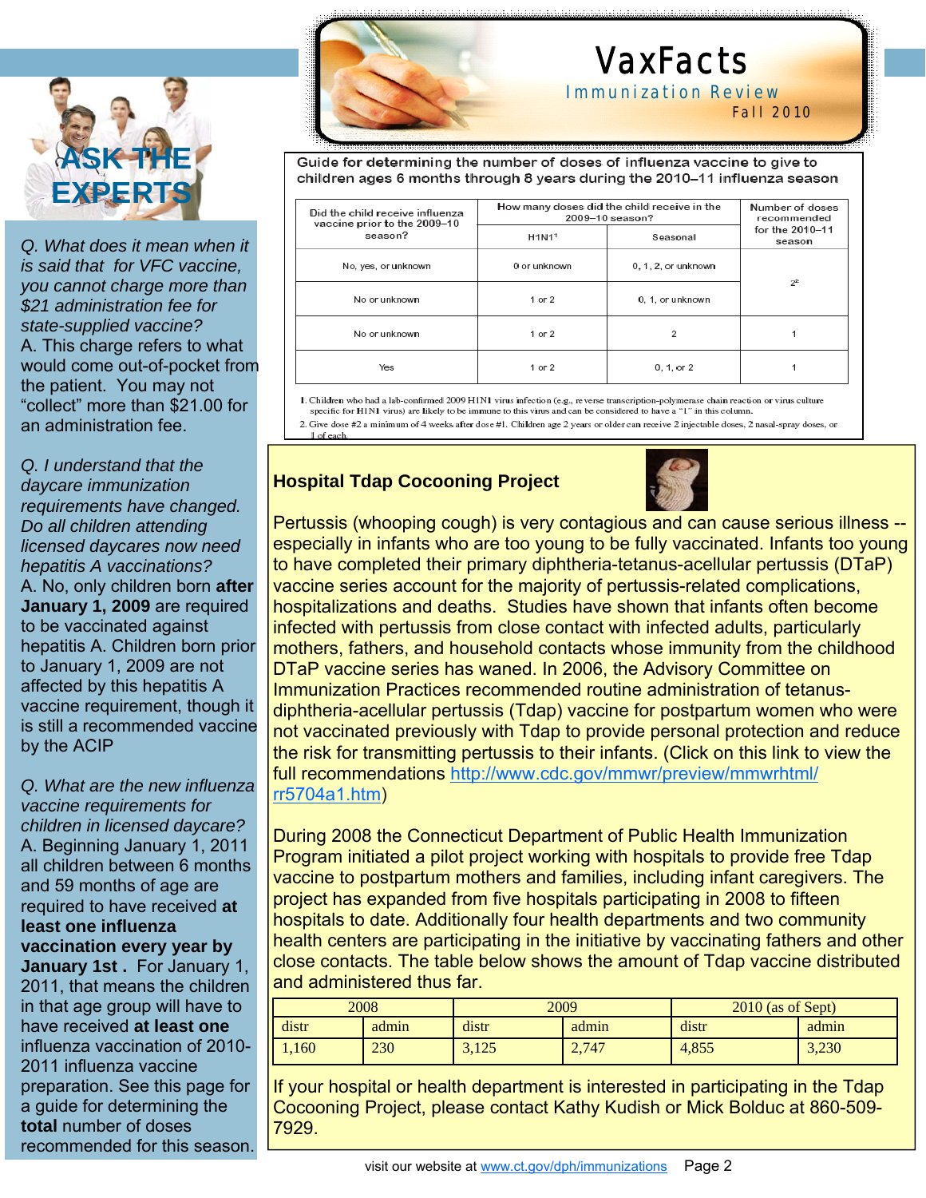# VaxFacts

Immunization Review

Fall 2010

## ASK THE EXPERTS

*Q. What does it mean when it is said that for VFC vaccine, you cannot charge more than $21 administration fee for state-supplied vaccine?*

A. This charge refers to what would come out-of-pocket from the patient. You may not "collect" more than $21.00 for an administration fee.

*Q. I understand that the daycare immunization requirements have changed. Do all children attending licensed daycares now need hepatitis A vaccinations?*

A. No, only children born **after January 1, 2009** are required to be vaccinated against hepatitis A. Children born prior to January 1, 2009 are not affected by this hepatitis A vaccine requirement, though it is still a recommended vaccine by the ACIP

*Q. What are the new influenza vaccine requirements for children in licensed daycare?*

A. Beginning January 1, 2011 all children between 6 months and 59 months of age are required to have received **at least one influenza vaccination every year by January 1st .** For January 1, 2011, that means the children in that age group will have to have received **at least one** influenza vaccination of 2010-2011 influenza vaccine preparation. See this page for a guide for determining the **total** number of doses recommended for this season.

**Guide for determining the number of doses of influenza vaccine to give to children ages 6 months through 8 years during the 2010–11 influenza season**

| Did the child receive influenza vaccine prior to the 2009–10 season? | How many doses did the child receive in the 2009–10 season? | | Number of doses recommended for the 2010–11 season |
|---|---|---|---|
| | H1N1[1] | Seasonal | |
| No, yes, or unknown | 0 or unknown | 0, 1, 2, or unknown | 2[2] |
| No or unknown | 1 or 2 | 0, 1, or unknown | 2[2] |
| No or unknown | 1 or 2 | 2 | 1 |
| Yes | 1 or 2 | 0, 1, or 2 | 1 |

1. Children who had a lab-confirmed 2009 H1N1 virus infection (e.g., reverse transcription-polymerase chain reaction or virus culture specific for H1N1 virus) are likely to be immune to this virus and can be considered to have a "1" in this column.
2. Give dose #2 a minimum of 4 weeks after dose #1. Children age 2 years or older can receive 2 injectable doses, 2 nasal-spray doses, or 1 of each.

### Hospital Tdap Cocooning Project

Pertussis (whooping cough) is very contagious and can cause serious illness -- especially in infants who are too young to be fully vaccinated. Infants too young to have completed their primary diphtheria-tetanus-acellular pertussis (DTaP) vaccine series account for the majority of pertussis-related complications, hospitalizations and deaths. Studies have shown that infants often become infected with pertussis from close contact with infected adults, particularly mothers, fathers, and household contacts whose immunity from the childhood DTaP vaccine series has waned. In 2006, the Advisory Committee on Immunization Practices recommended routine administration of tetanus-diphtheria-acellular pertussis (Tdap) vaccine for postpartum women who were not vaccinated previously with Tdap to provide personal protection and reduce the risk for transmitting pertussis to their infants. (Click on this link to view the full recommendations http://www.cdc.gov/mmwr/preview/mmwrhtml/rr5704a1.htm)

During 2008 the Connecticut Department of Public Health Immunization Program initiated a pilot project working with hospitals to provide free Tdap vaccine to postpartum mothers and families, including infant caregivers. The project has expanded from five hospitals participating in 2008 to fifteen hospitals to date. Additionally four health departments and two community health centers are participating in the initiative by vaccinating fathers and other close contacts. The table below shows the amount of Tdap vaccine distributed and administered thus far.

| 2008 | | 2009 | | 2010 (as of Sept) | |
|---|---|---|---|---|---|
| distr | admin | distr | admin | distr | admin |
| 1,160 | 230 | 3,125 | 2,747 | 4,855 | 3,230 |

If your hospital or health department is interested in participating in the Tdap Cocooning Project, please contact Kathy Kudish or Mick Bolduc at 860-509-7929.

visit our website at www.ct.gov/dph/immunizations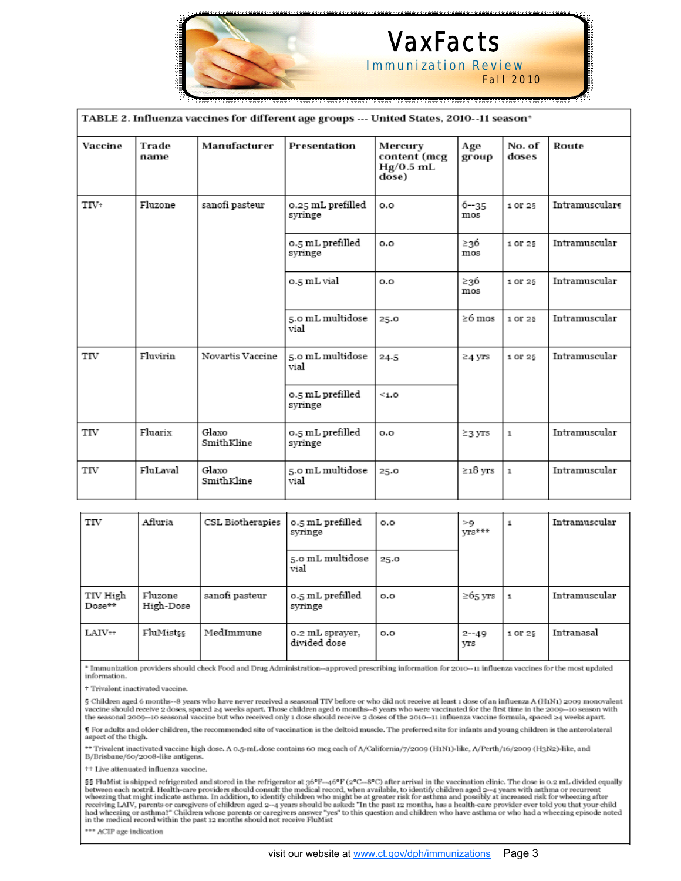**TABLE 2. Influenza vaccines for different age groups --- United States, 2010--11 season***

| Vaccine | Trade name | Manufacturer | Presentation | Mercury content (mcg Hg/0.5 mL dose) | Age group | No. of doses | Route |
|---|---|---|---|---|---|---|---|
| TIV† | Fluzone | sanofi pasteur | 0.25 mL prefilled syringe | 0.0 | 6--35 mos | 1 or 2§ | Intramuscular¶ |
| | | | 0.5 mL prefilled syringe | 0.0 | ≥36 mos | 1 or 2§ | Intramuscular |
| | | | 0.5 mL vial | 0.0 | ≥36 mos | 1 or 2§ | Intramuscular |
| | | | 5.0 mL multidose vial | 25.0 | ≥6 mos | 1 or 2§ | Intramuscular |
| TIV | Fluvirin | Novartis Vaccine | 5.0 mL multidose vial | 24.5 | ≥4 yrs | 1 or 2§ | Intramuscular |
| | | | 0.5 mL prefilled syringe | <1.0 | | | |
| TIV | Fluarix | Glaxo SmithKline | 0.5 mL prefilled syringe | 0.0 | ≥3 yrs | 1 | Intramuscular |
| TIV | FluLaval | Glaxo SmithKline | 5.0 mL multidose vial | 25.0 | ≥18 yrs | 1 | Intramuscular |
| TIV | Afluria | CSL Biotherapies | 0.5 mL prefilled syringe | 0.0 | >9 yrs*** | 1 | Intramuscular |
| | | | 5.0 mL multidose vial | 25.0 | | | |
| TIV High Dose** | Fluzone High-Dose | sanofi pasteur | 0.5 mL prefilled syringe | 0.0 | ≥65 yrs | 1 | Intramuscular |
| LAIV†† | FluMist§§ | MedImmune | 0.2 mL sprayer, divided dose | 0.0 | 2--49 yrs | 1 or 2§ | Intranasal |

* Immunization providers should check Food and Drug Administration--approved prescribing information for 2010--11 influenza vaccines for the most updated information.

† Trivalent inactivated vaccine.

§ Children aged 6 months--8 years who have never received a seasonal TIV before or who did not receive at least 1 dose of an influenza A (H1N1) 2009 monovalent vaccine should receive 2 doses, spaced ≥4 weeks apart. Those children aged 6 months--8 years who were vaccinated for the first time in the 2009--10 season with the seasonal 2009--10 seasonal vaccine but who received only 1 dose should receive 2 doses of the 2010--11 influenza vaccine formula, spaced ≥4 weeks apart.

¶ For adults and older children, the recommended site of vaccination is the deltoid muscle. The preferred site for infants and young children is the anterolateral aspect of the thigh.

** Trivalent inactivated vaccine high dose. A 0.5-mL dose contains 60 mcg each of A/California/7/2009 (H1N1)-like, A/Perth/16/2009 (H3N2)-like, and B/Brisbane/60/2008-like antigens.

†† Live attenuated influenza vaccine.

§§ FluMist is shipped refrigerated and stored in the refrigerator at 36°F--46°F (2°C--8°C) after arrival in the vaccination clinic. The dose is 0.2 mL divided equally between each nostril. Health-care providers should consult the medical record, when available, to identify children aged 2--4 years with asthma or recurrent wheezing that might indicate asthma. In addition, to identify children who might be at greater risk for asthma and possibly at increased risk for wheezing after receiving LAIV, parents or caregivers of children aged 2--4 years should be asked: "In the past 12 months, has a health-care provider ever told you that your child had wheezing or asthma?" Children whose parents or caregivers answer "yes" to this question and children who have asthma or who had a wheezing episode noted in the medical record within the past 12 months should not receive FluMist

*** ACIP age indication

visit our website at www.ct.gov/dph/immunizations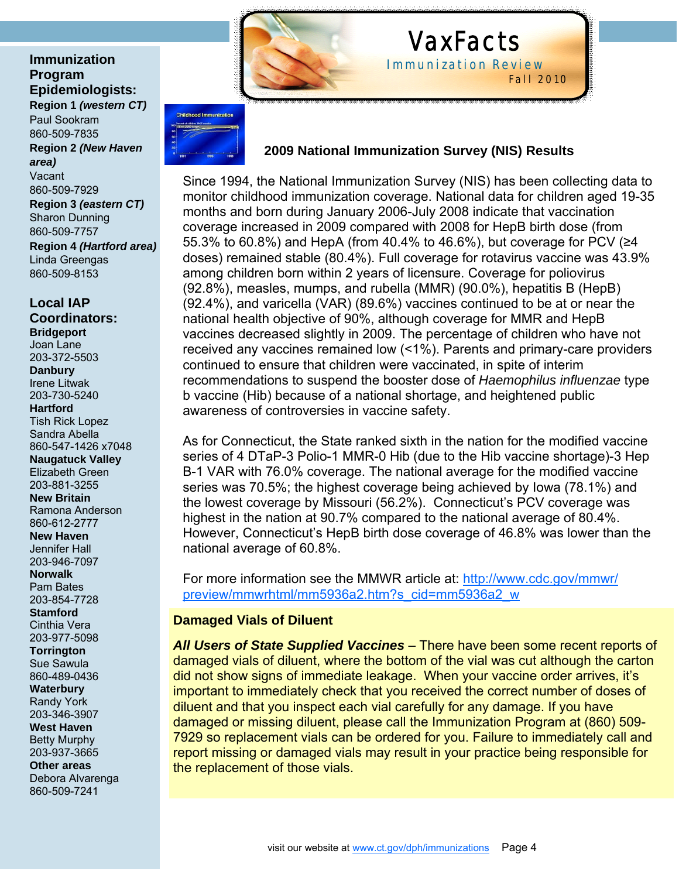# VaxFacts

Immunization Review

Fall 2010

## 2009 National Immunization Survey (NIS) Results

Since 1994, the National Immunization Survey (NIS) has been collecting data to monitor childhood immunization coverage. National data for children aged 19-35 months and born during January 2006-July 2008 indicate that vaccination coverage increased in 2009 compared with 2008 for HepB birth dose (from 55.3% to 60.8%) and HepA (from 40.4% to 46.6%), but coverage for PCV (≥4 doses) remained stable (80.4%). Full coverage for rotavirus vaccine was 43.9% among children born within 2 years of licensure. Coverage for poliovirus (92.8%), measles, mumps, and rubella (MMR) (90.0%), hepatitis B (HepB) (92.4%), and varicella (VAR) (89.6%) vaccines continued to be at or near the national health objective of 90%, although coverage for MMR and HepB vaccines decreased slightly in 2009. The percentage of children who have not received any vaccines remained low (<1%). Parents and primary-care providers continued to ensure that children were vaccinated, in spite of interim recommendations to suspend the booster dose of *Haemophilus influenzae* type b vaccine (Hib) because of a national shortage, and heightened public awareness of controversies in vaccine safety.

As for Connecticut, the State ranked sixth in the nation for the modified vaccine series of 4 DTaP-3 Polio-1 MMR-0 Hib (due to the Hib vaccine shortage)-3 Hep B-1 VAR with 76.0% coverage. The national average for the modified vaccine series was 70.5%; the highest coverage being achieved by Iowa (78.1%) and the lowest coverage by Missouri (56.2%). Connecticut's PCV coverage was highest in the nation at 90.7% compared to the national average of 80.4%. However, Connecticut's HepB birth dose coverage of 46.8% was lower than the national average of 60.8%.

For more information see the MMWR article at: http://www.cdc.gov/mmwr/preview/mmwrhtml/mm5936a2.htm?s_cid=mm5936a2_w

## Damaged Vials of Diluent

***All Users of State Supplied Vaccines*** – There have been some recent reports of damaged vials of diluent, where the bottom of the vial was cut although the carton did not show signs of immediate leakage. When your vaccine order arrives, it's important to immediately check that you received the correct number of doses of diluent and that you inspect each vial carefully for any damage. If you have damaged or missing diluent, please call the Immunization Program at (860) 509-7929 so replacement vials can be ordered for you. Failure to immediately call and report missing or damaged vials may result in your practice being responsible for the replacement of those vials.

---

### Immunization Program Epidemiologists:

**Region 1 *(western CT)***
Paul Sookram
860-509-7835

**Region 2 *(New Haven area)***
Vacant
860-509-7929

**Region 3 *(eastern CT)***
Sharon Dunning
860-509-7757

**Region 4 *(Hartford area)***
Linda Greengas
860-509-8153

### Local IAP Coordinators:

**Bridgeport**
Joan Lane
203-372-5503

**Danbury**
Irene Litwak
203-730-5240

**Hartford**
Tish Rick Lopez
Sandra Abella
860-547-1426 x7048

**Naugatuck Valley**
Elizabeth Green
203-881-3255

**New Britain**
Ramona Anderson
860-612-2777

**New Haven**
Jennifer Hall
203-946-7097

**Norwalk**
Pam Bates
203-854-7728

**Stamford**
Cinthia Vera
203-977-5098

**Torrington**
Sue Sawula
860-489-0436

**Waterbury**
Randy York
203-346-3907

**West Haven**
Betty Murphy
203-937-3665

**Other areas**
Debora Alvarenga
860-509-7241

visit our website at www.ct.gov/dph/immunizations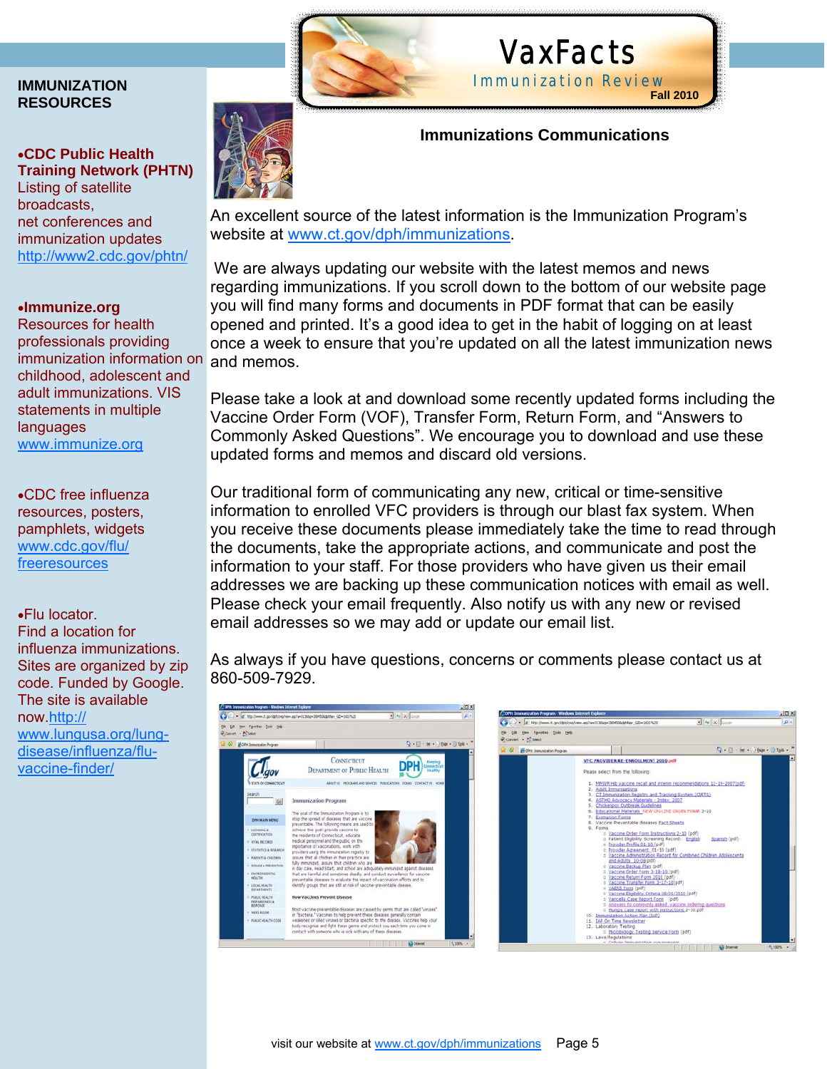# VaxFacts

Immunization Review

Fall 2010

## IMMUNIZATION RESOURCES

- **CDC Public Health Training Network (PHTN)**
  Listing of satellite broadcasts, net conferences and immunization updates
  http://www2.cdc.gov/phtn/

- **Immunize.org**
  Resources for health professionals providing immunization information on childhood, adolescent and adult immunizations. VIS statements in multiple languages
  www.immunize.org

- CDC free influenza resources, posters, pamphlets, widgets
  www.cdc.gov/flu/freeresources

- Flu locator.
  Find a location for influenza immunizations. Sites are organized by zip code. Funded by Google. The site is available now. http://www.lungusa.org/lung-disease/influenza/flu-vaccine-finder/

## Immunizations Communications

An excellent source of the latest information is the Immunization Program's website at www.ct.gov/dph/immunizations.

We are always updating our website with the latest memos and news regarding immunizations. If you scroll down to the bottom of our website page you will find many forms and documents in PDF format that can be easily opened and printed. It's a good idea to get in the habit of logging on at least once a week to ensure that you're updated on all the latest immunization news and memos.

Please take a look at and download some recently updated forms including the Vaccine Order Form (VOF), Transfer Form, Return Form, and "Answers to Commonly Asked Questions". We encourage you to download and use these updated forms and memos and discard old versions.

Our traditional form of communicating any new, critical or time-sensitive information to enrolled VFC providers is through our blast fax system. When you receive these documents please immediately take the time to read through the documents, take the appropriate actions, and communicate and post the information to your staff. For those providers who have given us their email addresses we are backing up these communication notices with email as well. Please check your email frequently. Also notify us with any new or revised email addresses so we may add or update our email list.

As always if you have questions, concerns or comments please contact us at 860-509-7929.

visit our website at www.ct.gov/dph/immunizations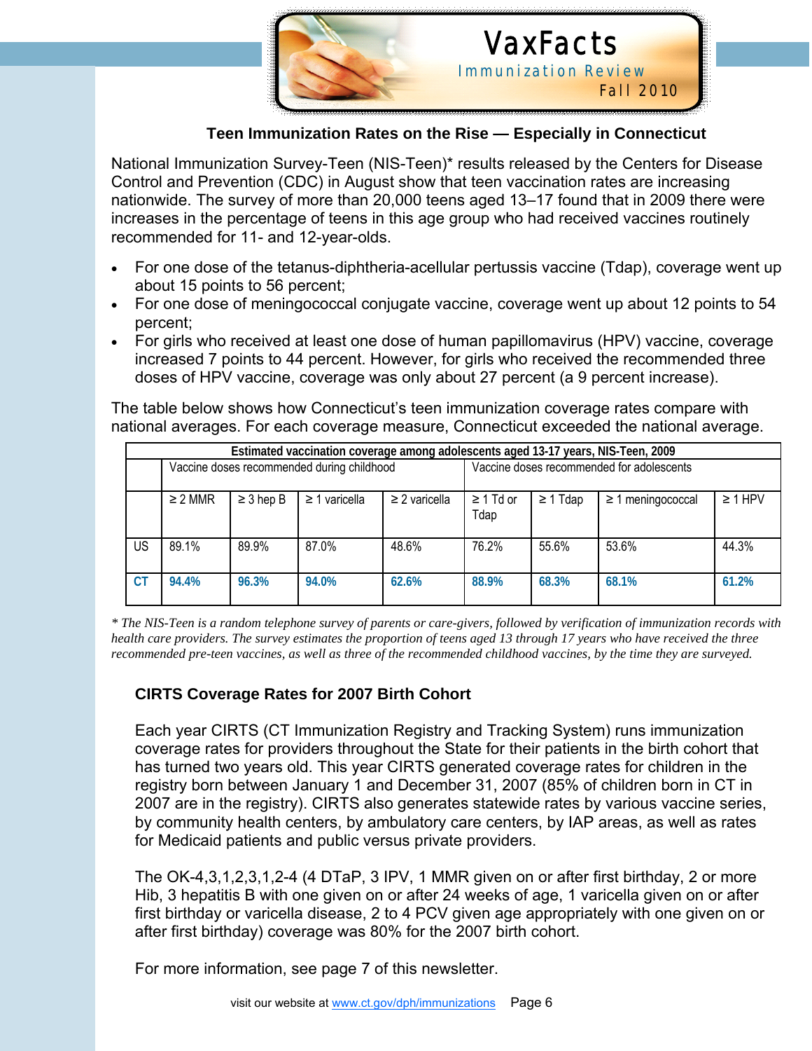# VaxFacts

Immunization Review

Fall 2010

## Teen Immunization Rates on the Rise — Especially in Connecticut

National Immunization Survey-Teen (NIS-Teen)* results released by the Centers for Disease Control and Prevention (CDC) in August show that teen vaccination rates are increasing nationwide. The survey of more than 20,000 teens aged 13–17 found that in 2009 there were increases in the percentage of teens in this age group who had received vaccines routinely recommended for 11- and 12-year-olds.

- For one dose of the tetanus-diphtheria-acellular pertussis vaccine (Tdap), coverage went up about 15 points to 56 percent;
- For one dose of meningococcal conjugate vaccine, coverage went up about 12 points to 54 percent;
- For girls who received at least one dose of human papillomavirus (HPV) vaccine, coverage increased 7 points to 44 percent. However, for girls who received the recommended three doses of HPV vaccine, coverage was only about 27 percent (a 9 percent increase).

The table below shows how Connecticut's teen immunization coverage rates compare with national averages. For each coverage measure, Connecticut exceeded the national average.

**Estimated vaccination coverage among adolescents aged 13-17 years, NIS-Teen, 2009**

| | Vaccine doses recommended during childhood | | | | Vaccine doses recommended for adolescents | | | |
|---|---|---|---|---|---|---|---|---|
| | ≥ 2 MMR | ≥ 3 hep B | ≥ 1 varicella | ≥ 2 varicella | ≥ 1 Td or Tdap | ≥ 1 Tdap | ≥ 1 meningococcal | ≥ 1 HPV |
| US | 89.1% | 89.9% | 87.0% | 48.6% | 76.2% | 55.6% | 53.6% | 44.3% |
| **CT** | **94.4%** | **96.3%** | **94.0%** | **62.6%** | **88.9%** | **68.3%** | **68.1%** | **61.2%** |

*\* The NIS-Teen is a random telephone survey of parents or care-givers, followed by verification of immunization records with health care providers. The survey estimates the proportion of teens aged 13 through 17 years who have received the three recommended pre-teen vaccines, as well as three of the recommended childhood vaccines, by the time they are surveyed.*

## CIRTS Coverage Rates for 2007 Birth Cohort

Each year CIRTS (CT Immunization Registry and Tracking System) runs immunization coverage rates for providers throughout the State for their patients in the birth cohort that has turned two years old. This year CIRTS generated coverage rates for children in the registry born between January 1 and December 31, 2007 (85% of children born in CT in 2007 are in the registry). CIRTS also generates statewide rates by various vaccine series, by community health centers, by ambulatory care centers, by IAP areas, as well as rates for Medicaid patients and public versus private providers.

The OK-4,3,1,2,3,1,2-4 (4 DTaP, 3 IPV, 1 MMR given on or after first birthday, 2 or more Hib, 3 hepatitis B with one given on or after 24 weeks of age, 1 varicella given on or after first birthday or varicella disease, 2 to 4 PCV given age appropriately with one given on or after first birthday) coverage was 80% for the 2007 birth cohort.

For more information, see page 7 of this newsletter.

visit our website at www.ct.gov/dph/immunizations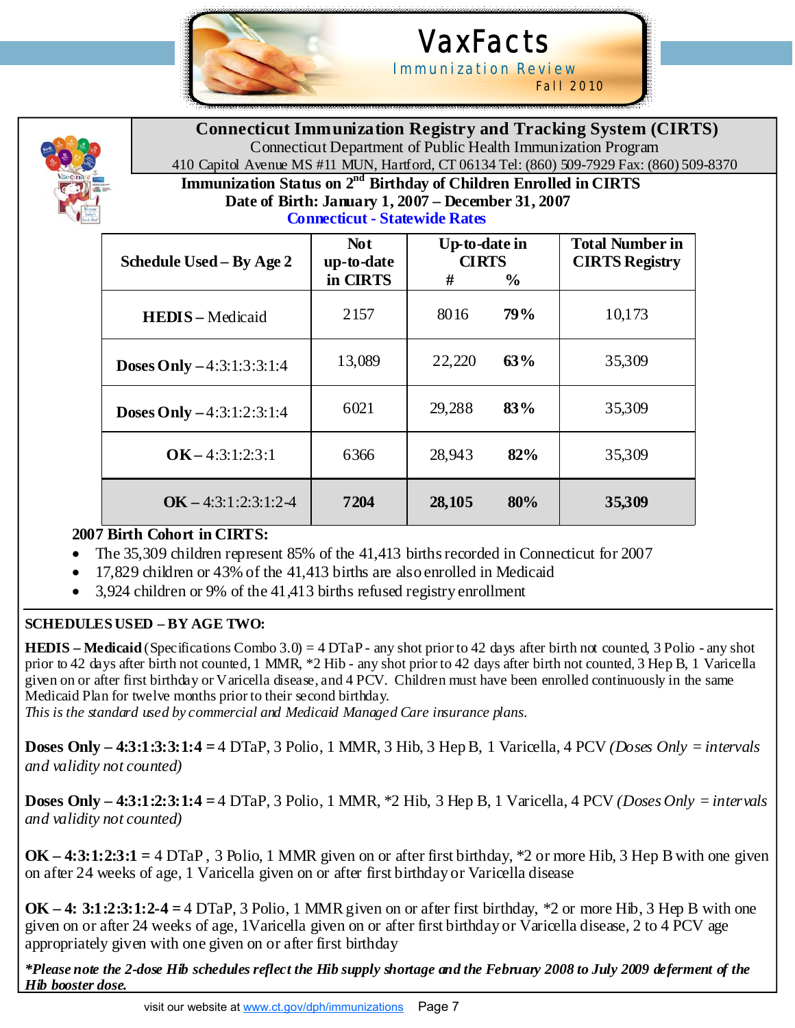# VaxFacts

Immunization Review

Fall 2010

## Connecticut Immunization Registry and Tracking System (CIRTS)

Connecticut Department of Public Health Immunization Program

410 Capitol Avenue MS #11 MUN, Hartford, CT 06134 Tel: (860) 509-7929 Fax: (860) 509-8370

### Immunization Status on 2nd Birthday of Children Enrolled in CIRTS

### Date of Birth: January 1, 2007 – December 31, 2007

### Connecticut - Statewide Rates

| Schedule Used – By Age 2 | Not up-to-date in CIRTS | Up-to-date in CIRTS # | Up-to-date in CIRTS % | Total Number in CIRTS Registry |
|---|---|---|---|---|
| **HEDIS** – Medicaid | 2157 | 8016 | **79%** | 10,173 |
| **Doses Only** – 4:3:1:3:3:1:4 | 13,089 | 22,220 | **63%** | 35,309 |
| **Doses Only** – 4:3:1:2:3:1:4 | 6021 | 29,288 | **83%** | 35,309 |
| **OK** – 4:3:1:2:3:1 | 6366 | 28,943 | **82%** | 35,309 |
| **OK** – 4:3:1:2:3:1:2-4 | **7204** | **28,105** | **80%** | **35,309** |

**2007 Birth Cohort in CIRTS:**

- The 35,309 children represent 85% of the 41,413 births recorded in Connecticut for 2007
- 17,829 children or 43% of the 41,413 births are also enrolled in Medicaid
- 3,924 children or 9% of the 41,413 births refused registry enrollment

**SCHEDULES USED – BY AGE TWO:**

**HEDIS – Medicaid** (Specifications Combo 3.0) = 4 DTaP - any shot prior to 42 days after birth not counted, 3 Polio - any shot prior to 42 days after birth not counted, 1 MMR, *2 Hib - any shot prior to 42 days after birth not counted, 3 Hep B, 1 Varicella given on or after first birthday or Varicella disease, and 4 PCV. Children must have been enrolled continuously in the same Medicaid Plan for twelve months prior to their second birthday.
*This is the standard used by commercial and Medicaid Managed Care insurance plans.*

**Doses Only – 4:3:1:3:3:1:4 =** 4 DTaP, 3 Polio, 1 MMR, 3 Hib, 3 Hep B, 1 Varicella, 4 PCV *(Doses Only = intervals and validity not counted)*

**Doses Only – 4:3:1:2:3:1:4 =** 4 DTaP, 3 Polio, 1 MMR, *2 Hib, 3 Hep B, 1 Varicella, 4 PCV *(Doses Only = intervals and validity not counted)*

**OK – 4:3:1:2:3:1 =** 4 DTaP , 3 Polio, 1 MMR given on or after first birthday, *2 or more Hib, 3 Hep B with one given on after 24 weeks of age, 1 Varicella given on or after first birthday or Varicella disease

**OK – 4: 3:1:2:3:1:2-4 =** 4 DTaP, 3 Polio, 1 MMR given on or after first birthday, *2 or more Hib, 3 Hep B with one given on or after 24 weeks of age, 1Varicella given on or after first birthday or Varicella disease, 2 to 4 PCV age appropriately given with one given on or after first birthday

***Please note the 2-dose Hib schedules reflect the Hib supply shortage and the February 2008 to July 2009 deferment of the Hib booster dose.***

visit our website at www.ct.gov/dph/immunizations